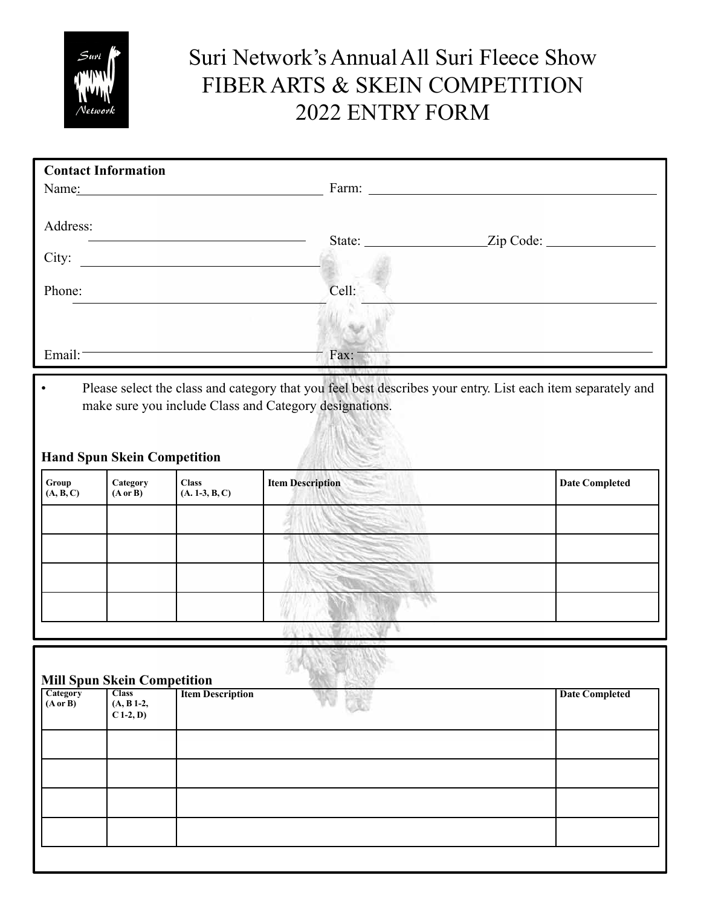# Suri Network's Annual All Suri Fleece Show
# FIBER ARTS & SKEIN COMPETITION
# 2022 ENTRY FORM

**Contact Information**

Name: ______________________ Farm: ______________________

Address: ______________________

State: ______________ Zip Code: ______________

City: ______________________

Phone: ______________________ Cell: ______________________

Email: ______________________ Fax: ______________________

- Please select the class and category that you feel best describes your entry. List each item separately and make sure you include Class and Category designations.

### Hand Spun Skein Competition

| Group (A, B, C) | Category (A or B) | Class (A. 1-3, B, C) | Item Description | Date Completed |
|---|---|---|---|---|
| | | | | |
| | | | | |
| | | | | |
| | | | | |

### Mill Spun Skein Competition

| Category (A or B) | Class (A, B 1-2, C 1-2, D) | Item Description | Date Completed |
|---|---|---|---|
| | | | |
| | | | |
| | | | |
| | | | |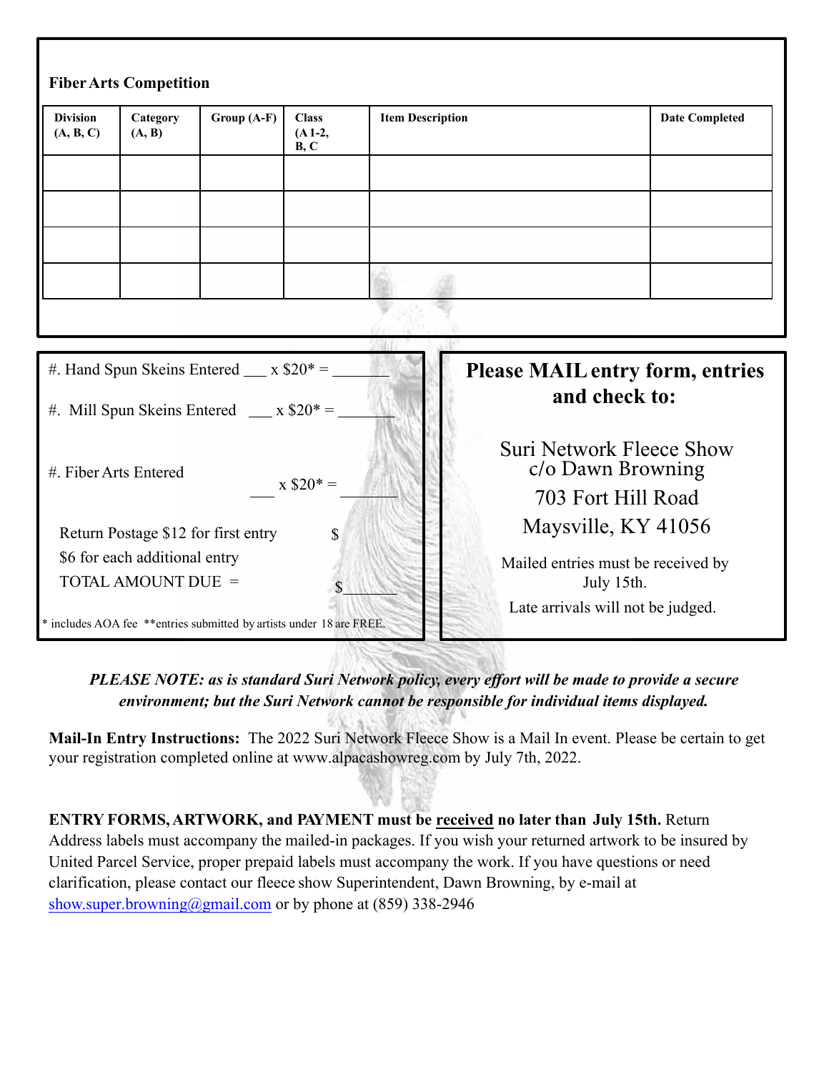**Fiber Arts Competition**

| Division (A, B, C) | Category (A, B) | Group (A-F) | Class (A 1-2, B, C | Item Description | Date Completed |
|---|---|---|---|---|---|
| | | | | | |
| | | | | | |
| | | | | | |
| | | | | | |

#. Hand Spun Skeins Entered ___ x $20* = _______

#. Mill Spun Skeins Entered ___ x $20* = _______

#. Fiber Arts Entered ___ x $20* = _______

Return Postage $12 for first entry $

$6 for each additional entry

TOTAL AMOUNT DUE = $_______

\* includes AOA fee \*\*entries submitted by artists under 18 are FREE.

**Please MAIL entry form, entries and check to:**

Suri Network Fleece Show
c/o Dawn Browning
703 Fort Hill Road
Maysville, KY 41056

Mailed entries must be received by July 15th.

Late arrivals will not be judged.

***PLEASE NOTE: as is standard Suri Network policy, every effort will be made to provide a secure environment; but the Suri Network cannot be responsible for individual items displayed.***

**Mail-In Entry Instructions:** The 2022 Suri Network Fleece Show is a Mail In event. Please be certain to get your registration completed online at www.alpacashowreg.com by July 7th, 2022.

**ENTRY FORMS, ARTWORK, and PAYMENT must be received no later than July 15th.** Return Address labels must accompany the mailed-in packages. If you wish your returned artwork to be insured by United Parcel Service, proper prepaid labels must accompany the work. If you have questions or need clarification, please contact our fleece show Superintendent, Dawn Browning, by e-mail at show.super.browning@gmail.com or by phone at (859) 338-2946